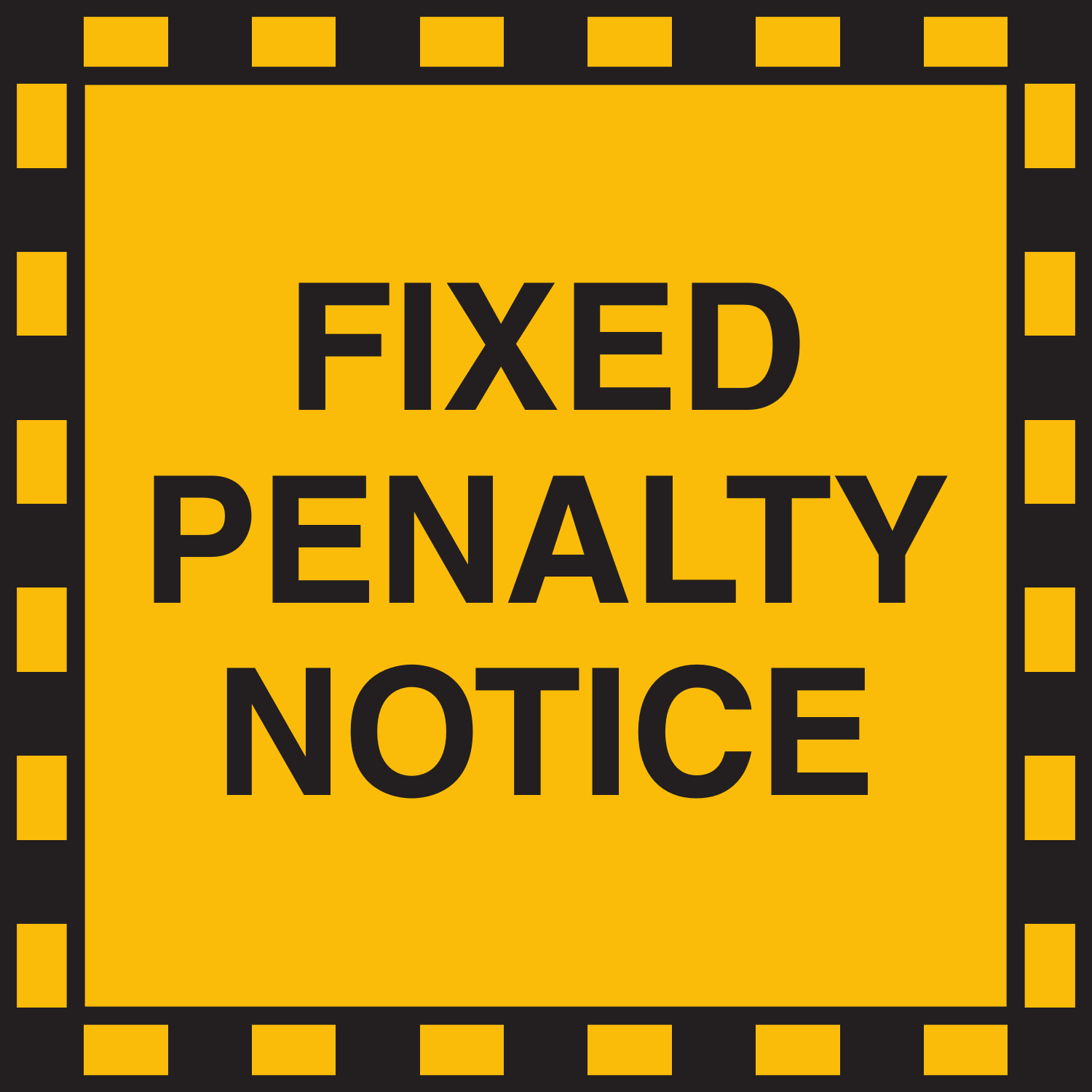# FIXED PENALTY NOTICE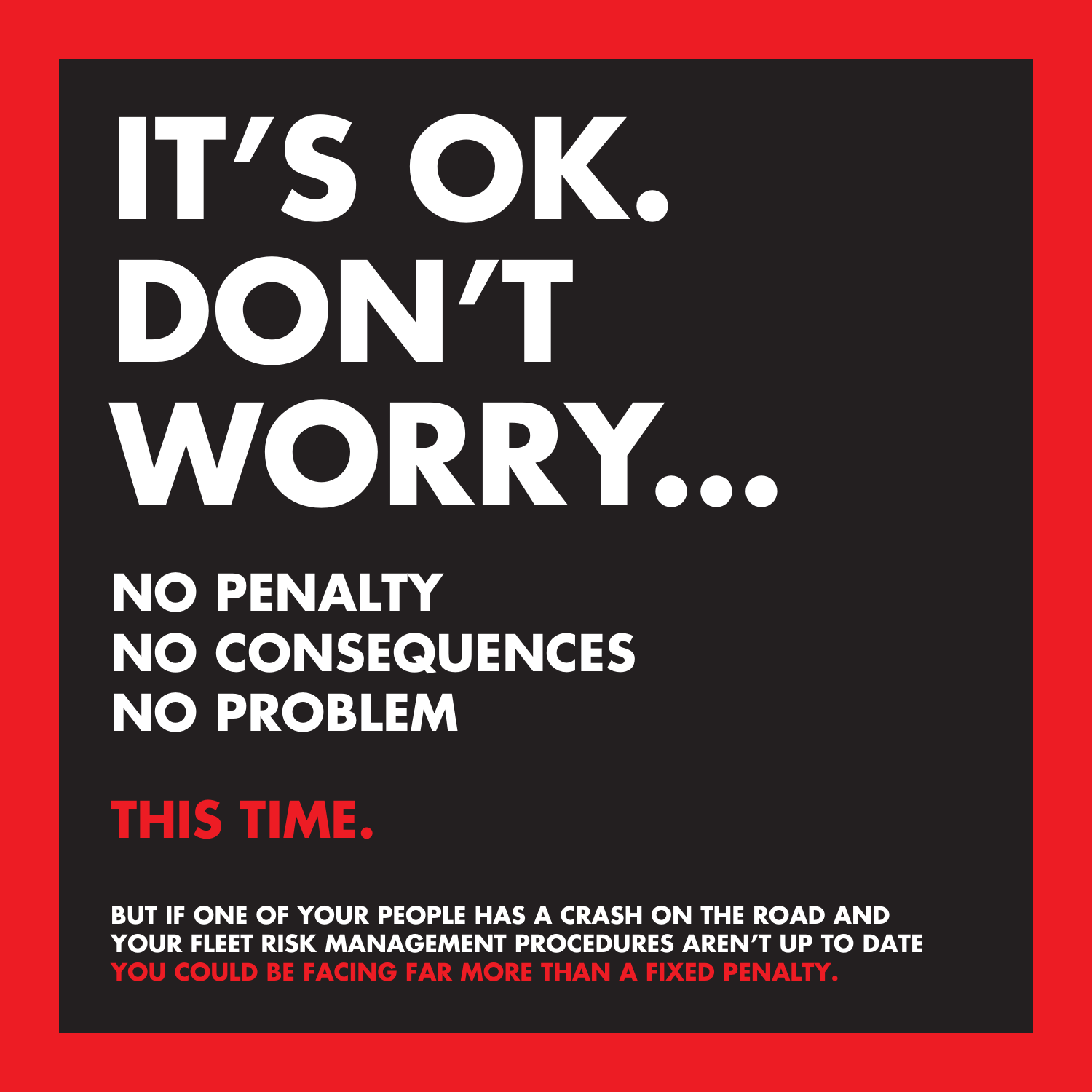# IT'S OK. DON'T WORRY...

## NO PENALTY
## NO CONSEQUENCES
## NO PROBLEM

## THIS TIME.

**BUT IF ONE OF YOUR PEOPLE HAS A CRASH ON THE ROAD AND YOUR FLEET RISK MANAGEMENT PROCEDURES AREN'T UP TO DATE YOU COULD BE FACING FAR MORE THAN A FIXED PENALTY.**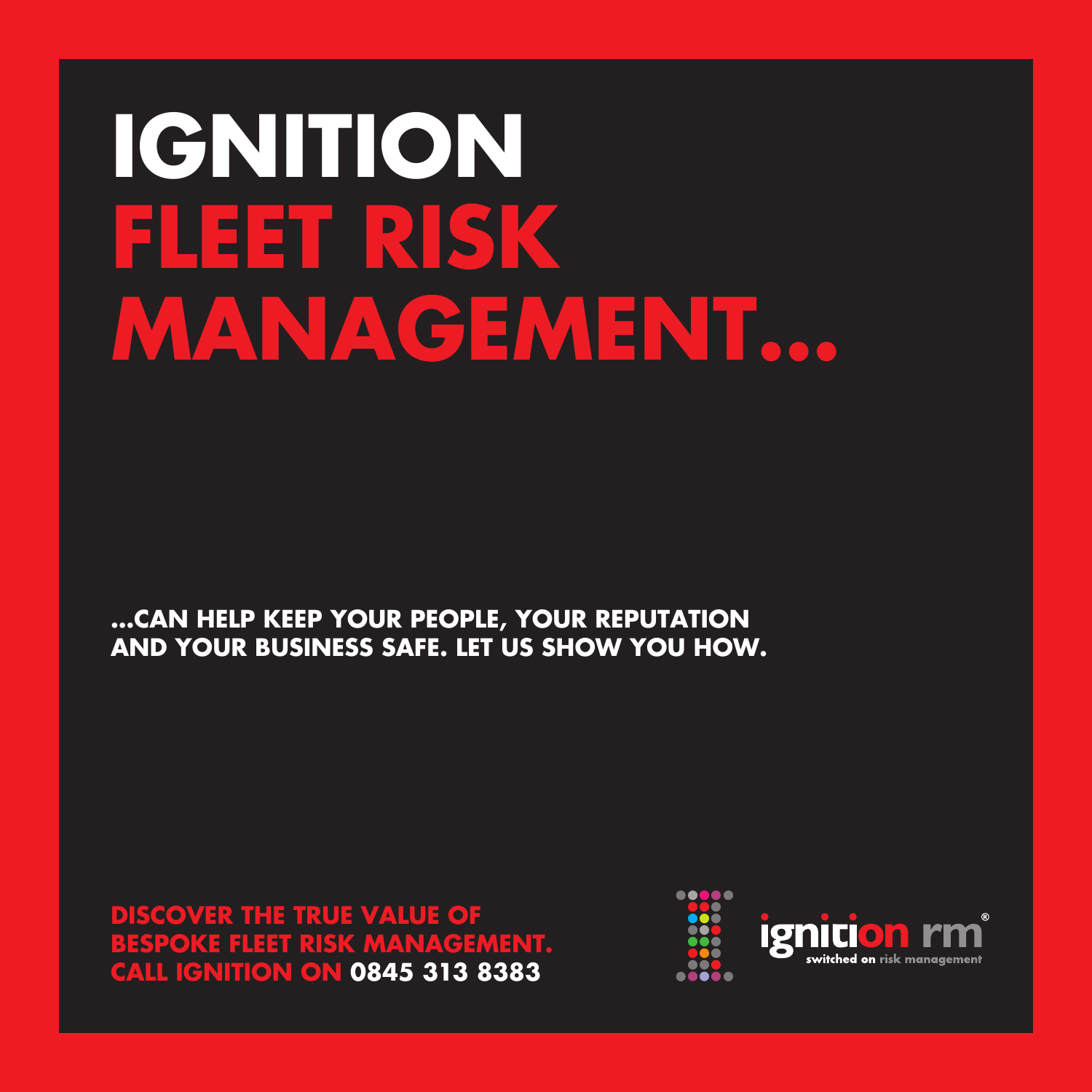# IGNITION
# FLEET RISK MANAGEMENT...

**...CAN HELP KEEP YOUR PEOPLE, YOUR REPUTATION AND YOUR BUSINESS SAFE. LET US SHOW YOU HOW.**

**DISCOVER THE TRUE VALUE OF BESPOKE FLEET RISK MANAGEMENT. CALL IGNITION ON 0845 313 8383**

ignition rm®
switched on risk management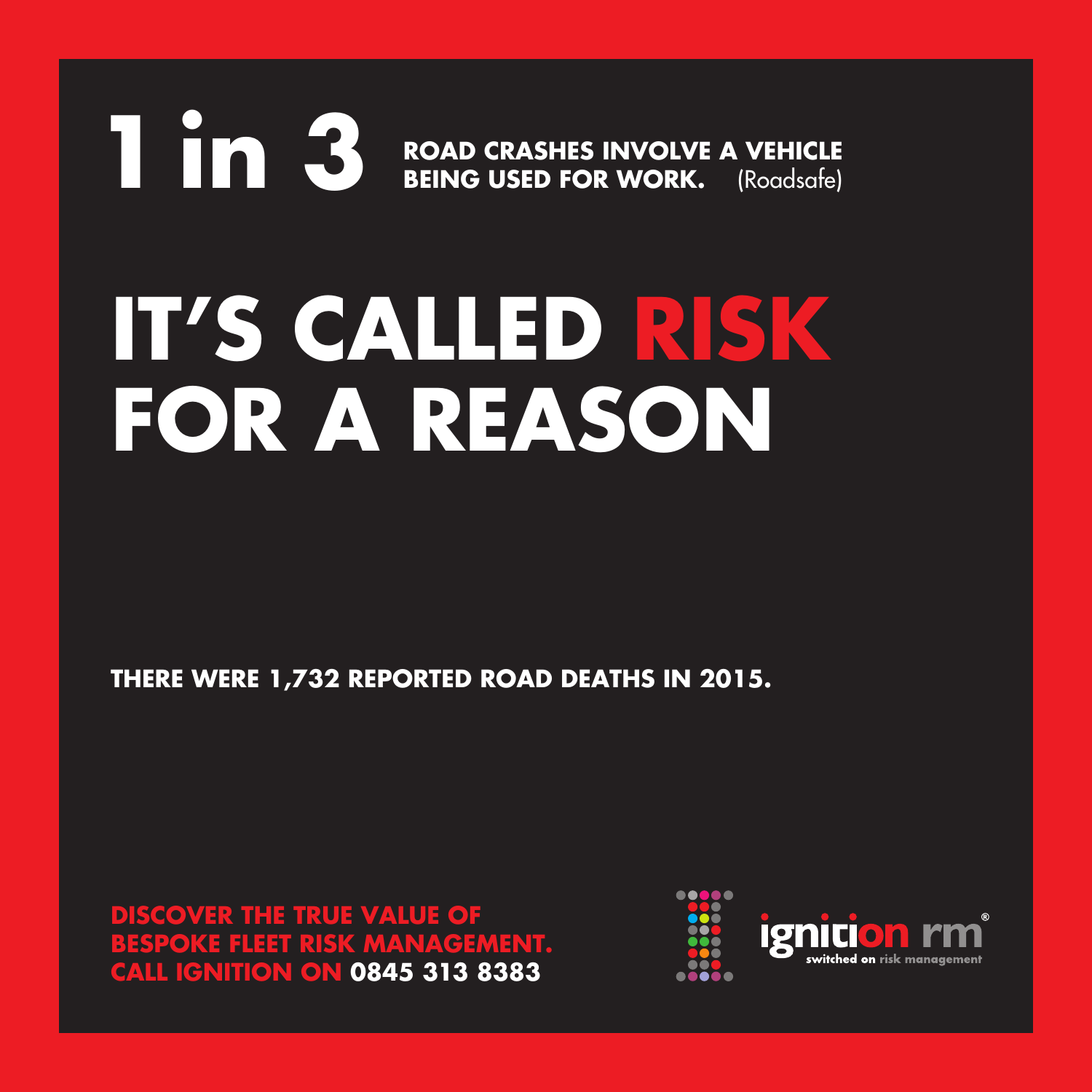# 1 in 3

**ROAD CRASHES INVOLVE A VEHICLE BEING USED FOR WORK.** (Roadsafe)

# IT'S CALLED RISK FOR A REASON

**THERE WERE 1,732 REPORTED ROAD DEATHS IN 2015.**

**DISCOVER THE TRUE VALUE OF BESPOKE FLEET RISK MANAGEMENT. CALL IGNITION ON 0845 313 8383**

ignition rm®
switched on risk management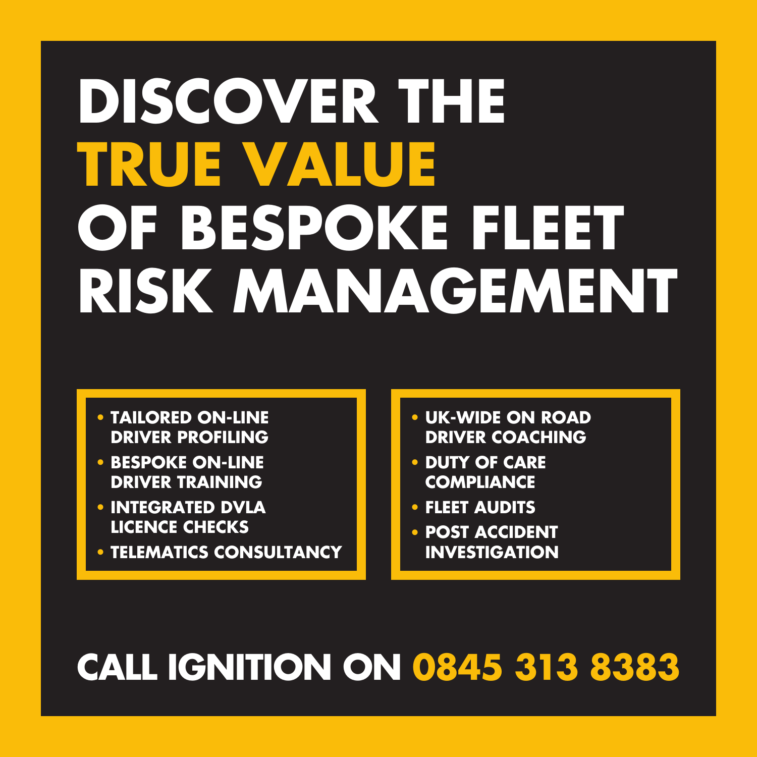# DISCOVER THE TRUE VALUE OF BESPOKE FLEET RISK MANAGEMENT

- TAILORED ON-LINE DRIVER PROFILING
- BESPOKE ON-LINE DRIVER TRAINING
- INTEGRATED DVLA LICENCE CHECKS
- TELEMATICS CONSULTANCY

- UK-WIDE ON ROAD DRIVER COACHING
- DUTY OF CARE COMPLIANCE
- FLEET AUDITS
- POST ACCIDENT INVESTIGATION

## CALL IGNITION ON 0845 313 8383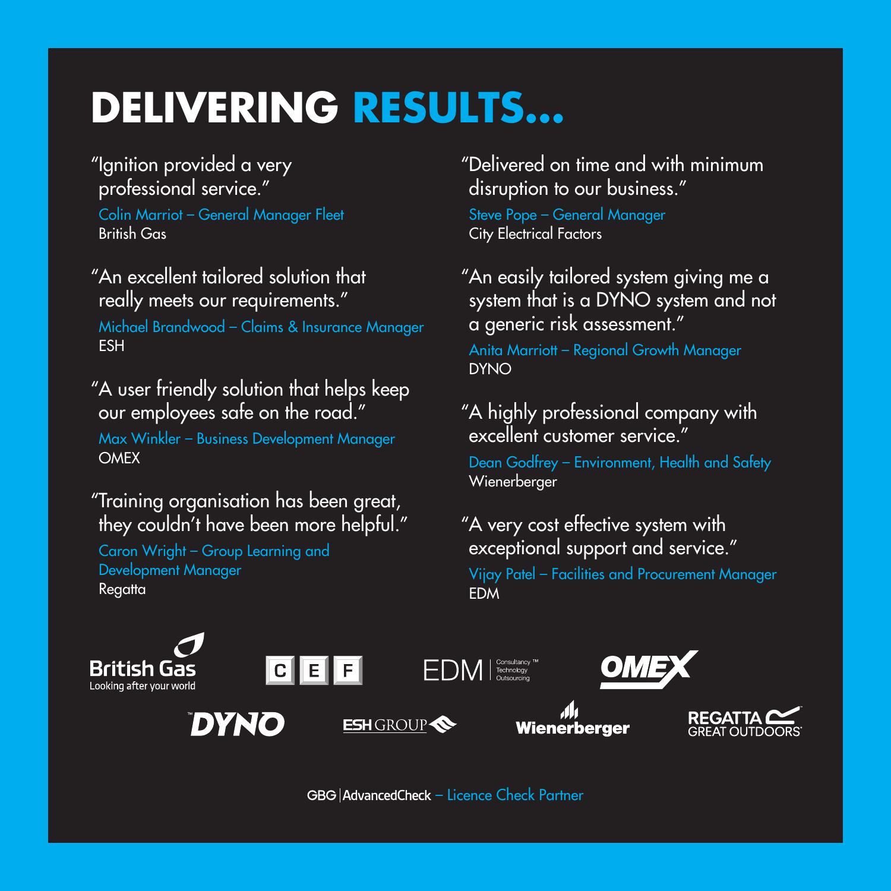# DELIVERING RESULTS...

"Ignition provided a very professional service."

Colin Marriot – General Manager Fleet
British Gas

"An excellent tailored solution that really meets our requirements."

Michael Brandwood – Claims & Insurance Manager
ESH

"A user friendly solution that helps keep our employees safe on the road."

Max Winkler – Business Development Manager
OMEX

"Training organisation has been great, they couldn't have been more helpful."

Caron Wright – Group Learning and Development Manager
Regatta

"Delivered on time and with minimum disruption to our business."

Steve Pope – General Manager
City Electrical Factors

"An easily tailored system giving me a system that is a DYNO system and not a generic risk assessment."

Anita Marriott – Regional Growth Manager
DYNO

"A highly professional company with excellent customer service."

Dean Godfrey – Environment, Health and Safety
Wienerberger

"A very cost effective system with exceptional support and service."

Vijay Patel – Facilities and Procurement Manager
EDM

British Gas — Looking after your world | CEF | EDM Consultancy Technology Outsourcing | OMEX | DYNO | ESH GROUP | Wienerberger | REGATTA GREAT OUTDOORS

GBG | AdvancedCheck – Licence Check Partner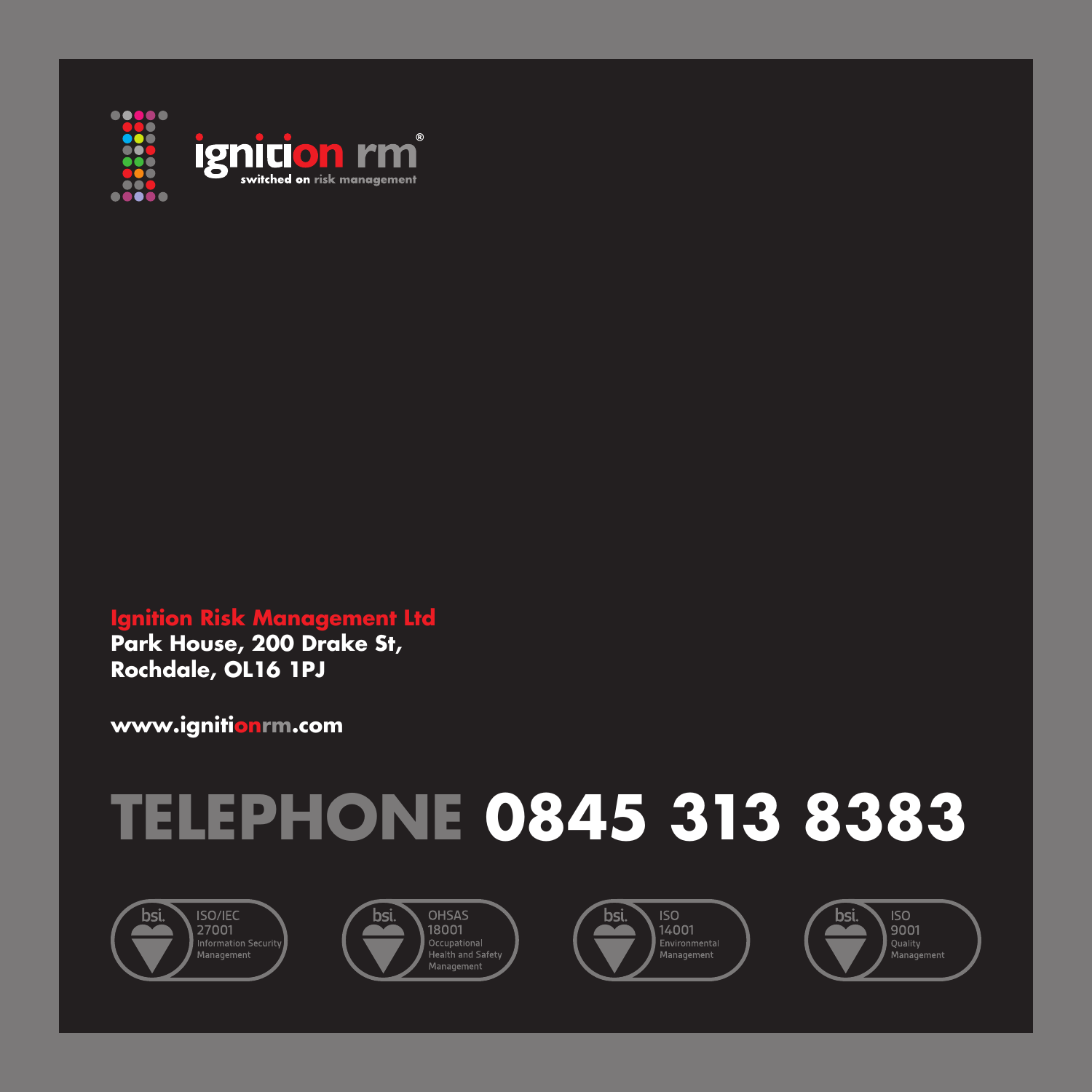ignition rm®
switched on risk management

**Ignition Risk Management Ltd**
**Park House, 200 Drake St,**
**Rochdale, OL16 1PJ**

**www.ignitionrm.com**

# TELEPHONE 0845 313 8383

bsi. ISO/IEC 27001 Information Security Management

bsi. OHSAS 18001 Occupational Health and Safety Management

bsi. ISO 14001 Environmental Management

bsi. ISO 9001 Quality Management